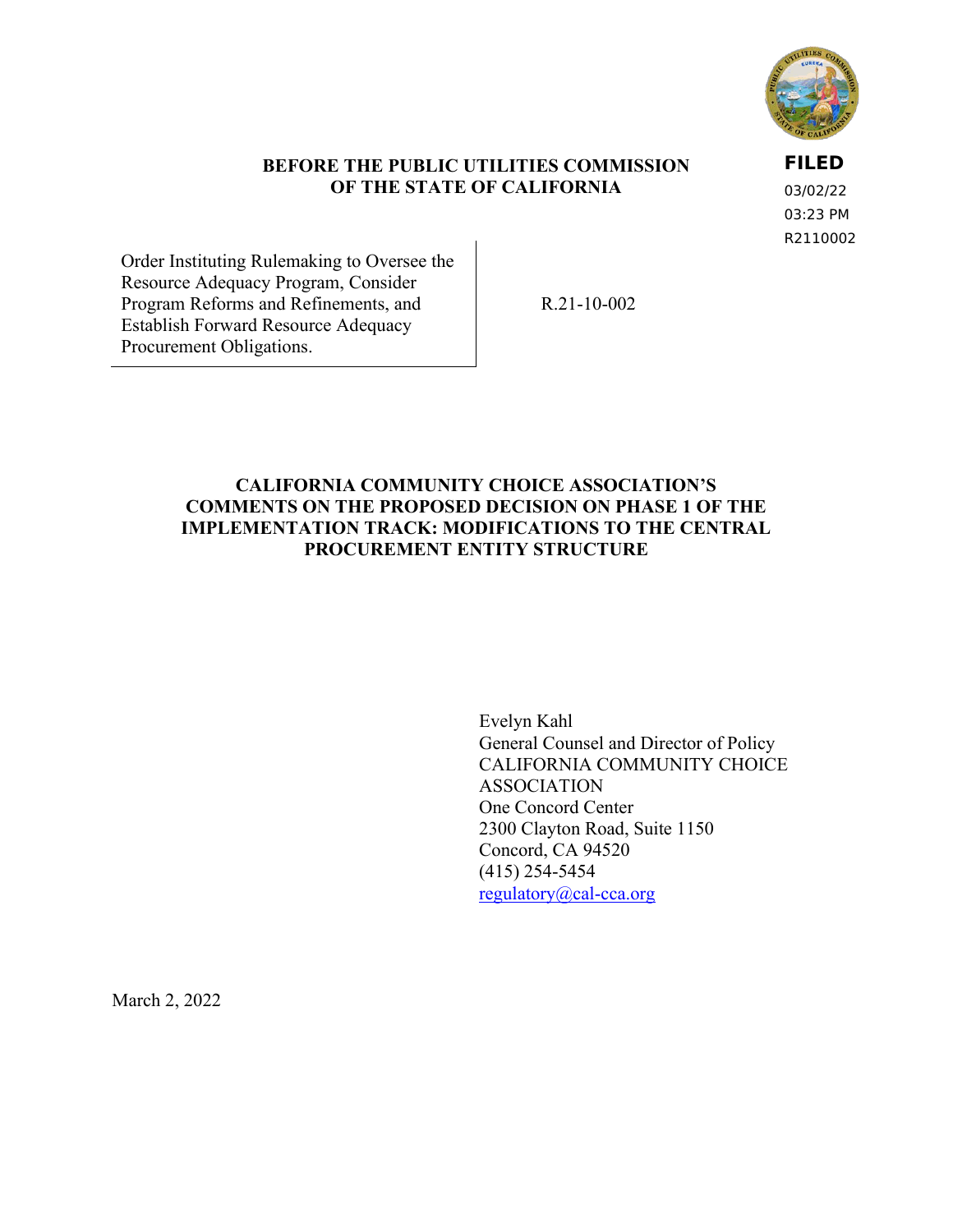**FILED**
03/02/22
03:23 PM
R2110002

**BEFORE THE PUBLIC UTILITIES COMMISSION OF THE STATE OF CALIFORNIA**

| Order Instituting Rulemaking to Oversee the Resource Adequacy Program, Consider Program Reforms and Refinements, and Establish Forward Resource Adequacy Procurement Obligations. | R.21-10-002 |
|---|---|

**CALIFORNIA COMMUNITY CHOICE ASSOCIATION'S COMMENTS ON THE PROPOSED DECISION ON PHASE 1 OF THE IMPLEMENTATION TRACK: MODIFICATIONS TO THE CENTRAL PROCUREMENT ENTITY STRUCTURE**

Evelyn Kahl
General Counsel and Director of Policy
CALIFORNIA COMMUNITY CHOICE ASSOCIATION
One Concord Center
2300 Clayton Road, Suite 1150
Concord, CA 94520
(415) 254-5454
regulatory@cal-cca.org

March 2, 2022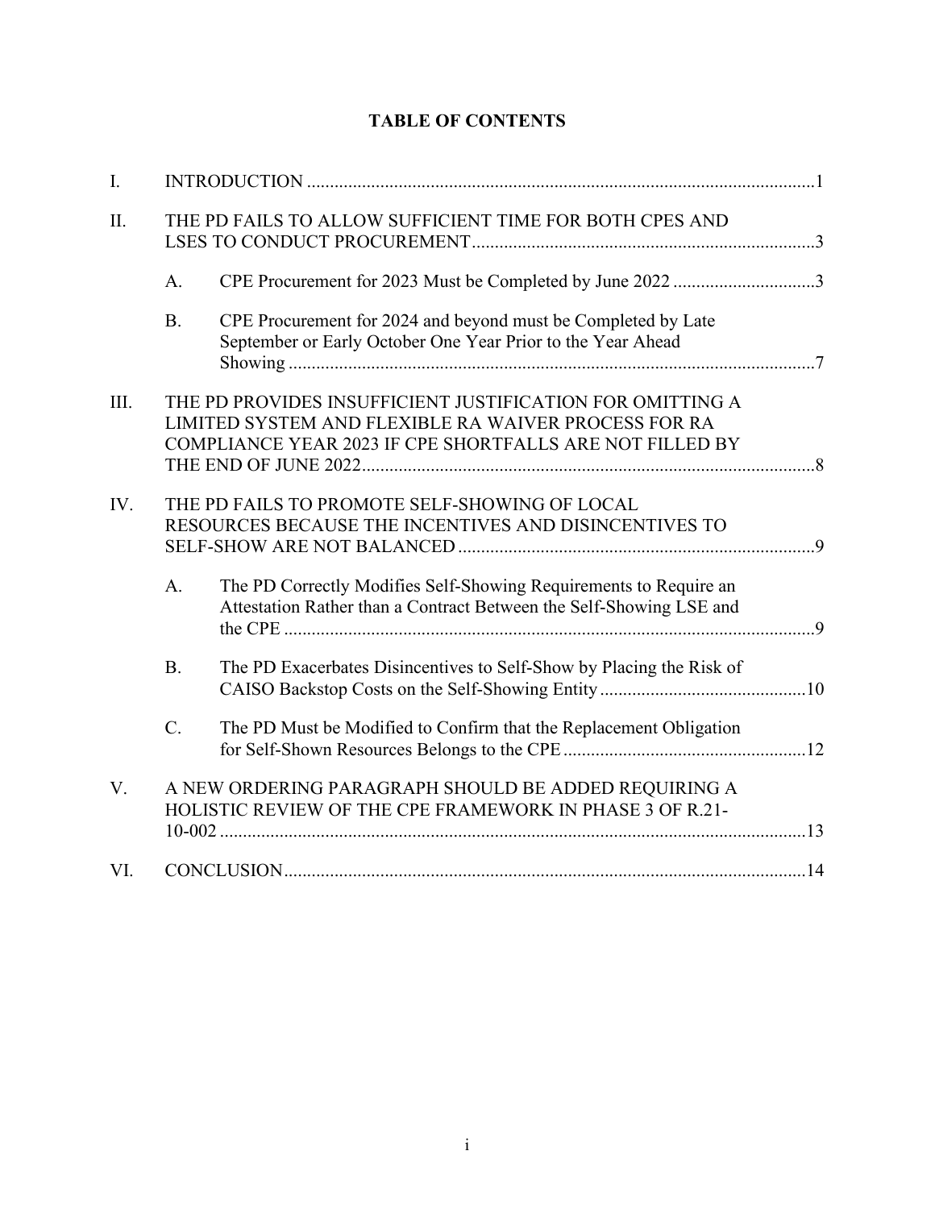# TABLE OF CONTENTS

| | | | |
|---|---|---|---|
| I. | INTRODUCTION | | 1 |
| II. | THE PD FAILS TO ALLOW SUFFICIENT TIME FOR BOTH CPES AND LSES TO CONDUCT PROCUREMENT | | 3 |
| | A. | CPE Procurement for 2023 Must be Completed by June 2022 | 3 |
| | B. | CPE Procurement for 2024 and beyond must be Completed by Late September or Early October One Year Prior to the Year Ahead Showing | 7 |
| III. | THE PD PROVIDES INSUFFICIENT JUSTIFICATION FOR OMITTING A LIMITED SYSTEM AND FLEXIBLE RA WAIVER PROCESS FOR RA COMPLIANCE YEAR 2023 IF CPE SHORTFALLS ARE NOT FILLED BY THE END OF JUNE 2022 | | 8 |
| IV. | THE PD FAILS TO PROMOTE SELF-SHOWING OF LOCAL RESOURCES BECAUSE THE INCENTIVES AND DISINCENTIVES TO SELF-SHOW ARE NOT BALANCED | | 9 |
| | A. | The PD Correctly Modifies Self-Showing Requirements to Require an Attestation Rather than a Contract Between the Self-Showing LSE and the CPE | 9 |
| | B. | The PD Exacerbates Disincentives to Self-Show by Placing the Risk of CAISO Backstop Costs on the Self-Showing Entity | 10 |
| | C. | The PD Must be Modified to Confirm that the Replacement Obligation for Self-Shown Resources Belongs to the CPE | 12 |
| V. | A NEW ORDERING PARAGRAPH SHOULD BE ADDED REQUIRING A HOLISTIC REVIEW OF THE CPE FRAMEWORK IN PHASE 3 OF R.21-10-002 | | 13 |
| VI. | CONCLUSION | | 14 |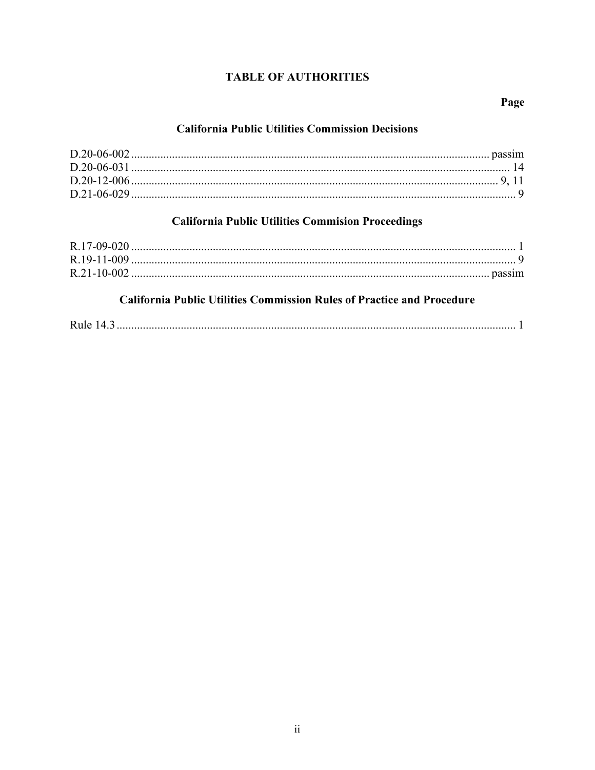# TABLE OF AUTHORITIES

**Page**

## California Public Utilities Commission Decisions

D.20-06-002 .......... passim
D.20-06-031 .......... 14
D.20-12-006 .......... 9, 11
D.21-06-029 .......... 9

## California Public Utilities Commision Proceedings

R.17-09-020 .......... 1
R.19-11-009 .......... 9
R.21-10-002 .......... passim

## California Public Utilities Commission Rules of Practice and Procedure

Rule 14.3 .......... 1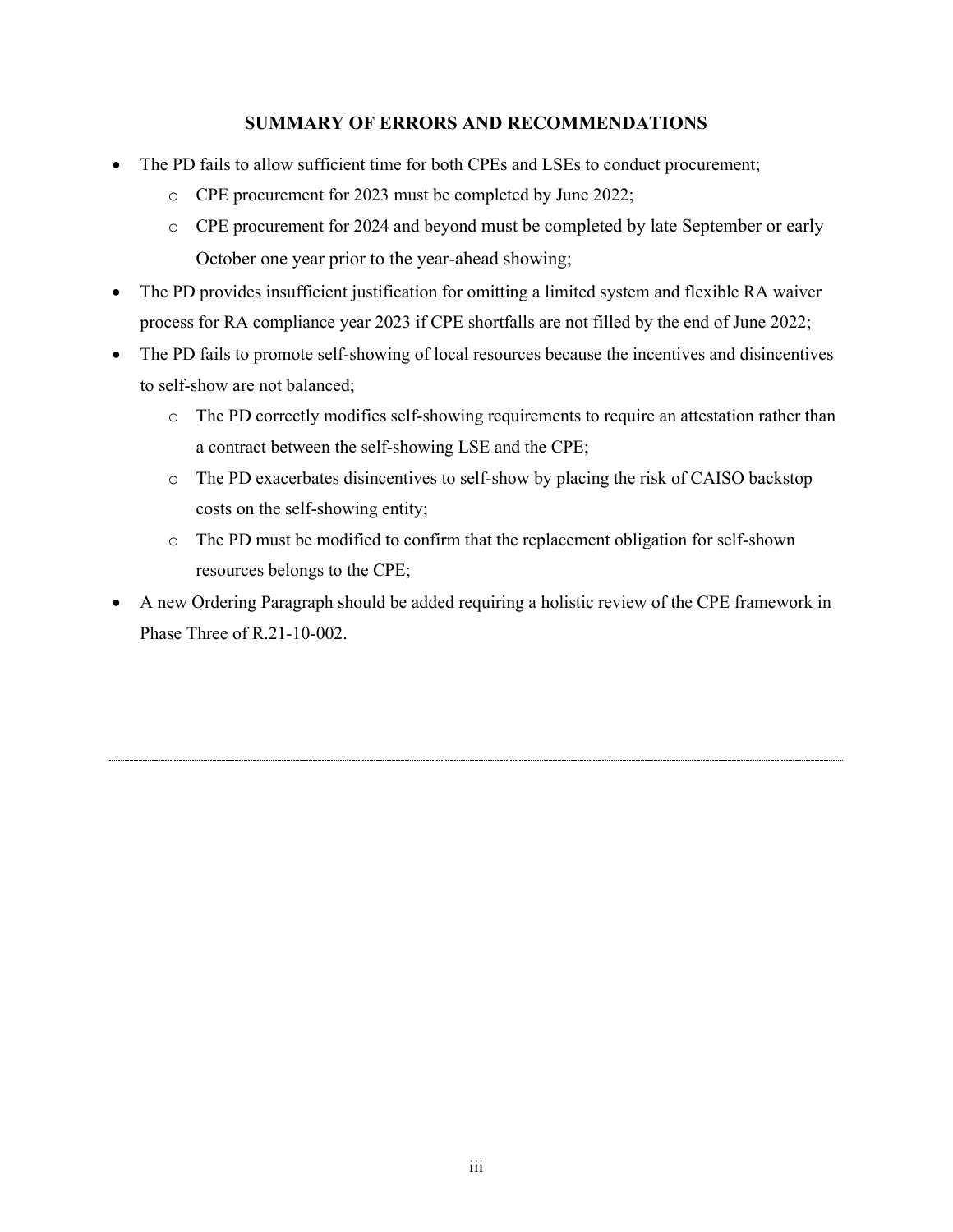## SUMMARY OF ERRORS AND RECOMMENDATIONS

- The PD fails to allow sufficient time for both CPEs and LSEs to conduct procurement;
  - CPE procurement for 2023 must be completed by June 2022;
  - CPE procurement for 2024 and beyond must be completed by late September or early October one year prior to the year-ahead showing;
- The PD provides insufficient justification for omitting a limited system and flexible RA waiver process for RA compliance year 2023 if CPE shortfalls are not filled by the end of June 2022;
- The PD fails to promote self-showing of local resources because the incentives and disincentives to self-show are not balanced;
  - The PD correctly modifies self-showing requirements to require an attestation rather than a contract between the self-showing LSE and the CPE;
  - The PD exacerbates disincentives to self-show by placing the risk of CAISO backstop costs on the self-showing entity;
  - The PD must be modified to confirm that the replacement obligation for self-shown resources belongs to the CPE;
- A new Ordering Paragraph should be added requiring a holistic review of the CPE framework in Phase Three of R.21-10-002.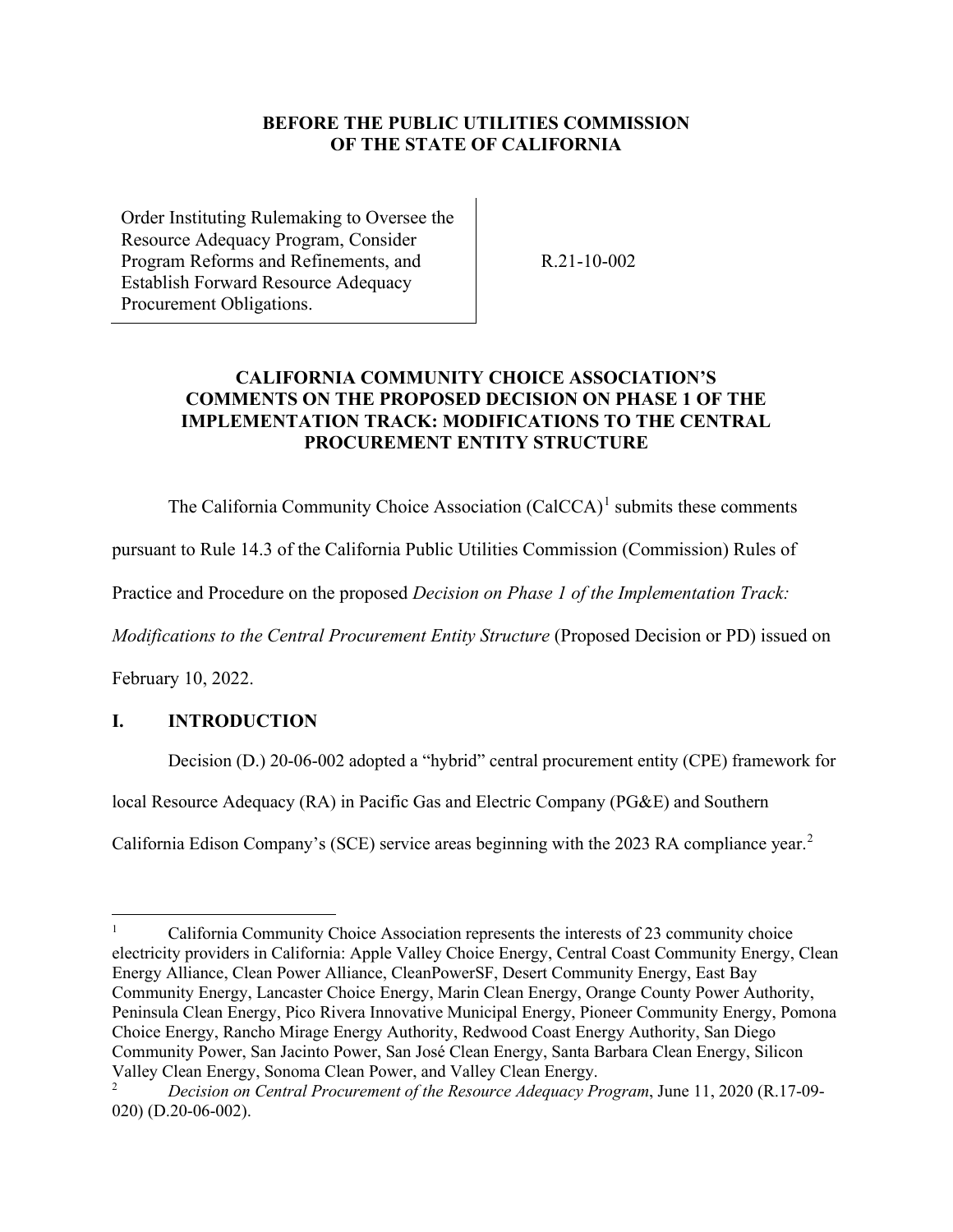**BEFORE THE PUBLIC UTILITIES COMMISSION OF THE STATE OF CALIFORNIA**

| | |
|---|---|
| Order Instituting Rulemaking to Oversee the Resource Adequacy Program, Consider Program Reforms and Refinements, and Establish Forward Resource Adequacy Procurement Obligations. | R.21-10-002 |

**CALIFORNIA COMMUNITY CHOICE ASSOCIATION'S COMMENTS ON THE PROPOSED DECISION ON PHASE 1 OF THE IMPLEMENTATION TRACK: MODIFICATIONS TO THE CENTRAL PROCUREMENT ENTITY STRUCTURE**

The California Community Choice Association (CalCCA)[1] submits these comments pursuant to Rule 14.3 of the California Public Utilities Commission (Commission) Rules of Practice and Procedure on the proposed *Decision on Phase 1 of the Implementation Track: Modifications to the Central Procurement Entity Structure* (Proposed Decision or PD) issued on February 10, 2022.

## I. INTRODUCTION

Decision (D.) 20-06-002 adopted a "hybrid" central procurement entity (CPE) framework for local Resource Adequacy (RA) in Pacific Gas and Electric Company (PG&E) and Southern California Edison Company's (SCE) service areas beginning with the 2023 RA compliance year.[2]

---

[1] California Community Choice Association represents the interests of 23 community choice electricity providers in California: Apple Valley Choice Energy, Central Coast Community Energy, Clean Energy Alliance, Clean Power Alliance, CleanPowerSF, Desert Community Energy, East Bay Community Energy, Lancaster Choice Energy, Marin Clean Energy, Orange County Power Authority, Peninsula Clean Energy, Pico Rivera Innovative Municipal Energy, Pioneer Community Energy, Pomona Choice Energy, Rancho Mirage Energy Authority, Redwood Coast Energy Authority, San Diego Community Power, San Jacinto Power, San José Clean Energy, Santa Barbara Clean Energy, Silicon Valley Clean Energy, Sonoma Clean Power, and Valley Clean Energy.

[2] *Decision on Central Procurement of the Resource Adequacy Program*, June 11, 2020 (R.17-09-020) (D.20-06-002).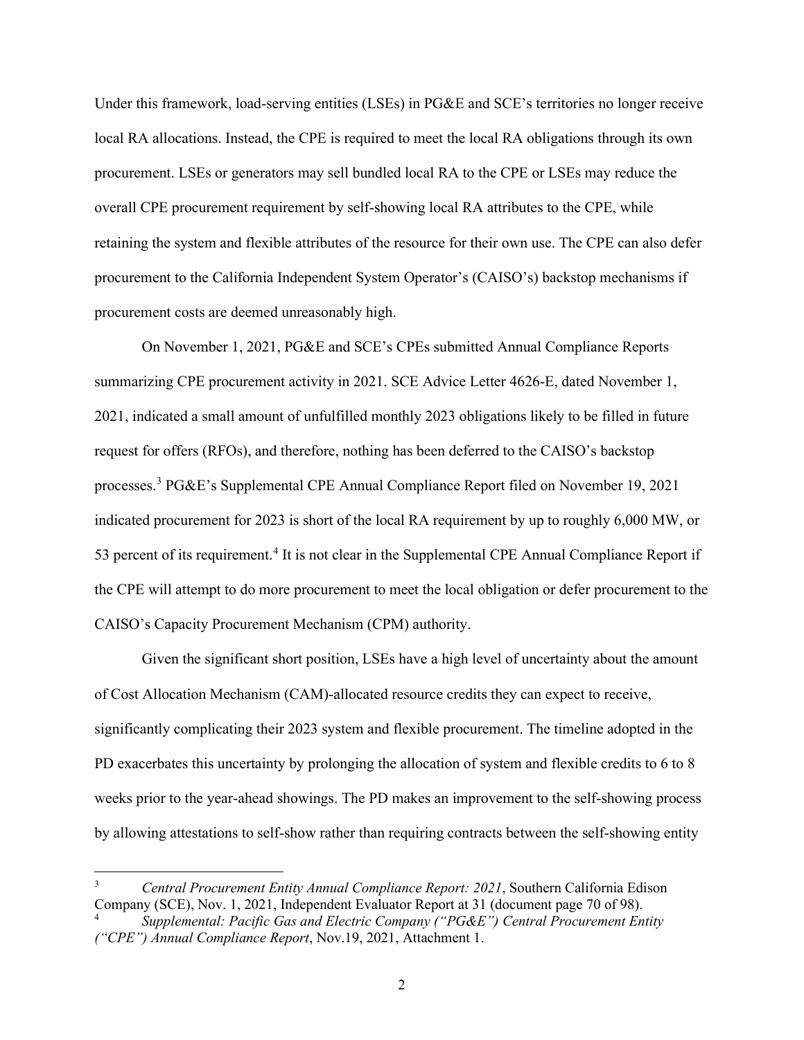Under this framework, load-serving entities (LSEs) in PG&E and SCE's territories no longer receive local RA allocations. Instead, the CPE is required to meet the local RA obligations through its own procurement. LSEs or generators may sell bundled local RA to the CPE or LSEs may reduce the overall CPE procurement requirement by self-showing local RA attributes to the CPE, while retaining the system and flexible attributes of the resource for their own use. The CPE can also defer procurement to the California Independent System Operator's (CAISO's) backstop mechanisms if procurement costs are deemed unreasonably high.

On November 1, 2021, PG&E and SCE's CPEs submitted Annual Compliance Reports summarizing CPE procurement activity in 2021. SCE Advice Letter 4626-E, dated November 1, 2021, indicated a small amount of unfulfilled monthly 2023 obligations likely to be filled in future request for offers (RFOs), and therefore, nothing has been deferred to the CAISO's backstop processes.[3] PG&E's Supplemental CPE Annual Compliance Report filed on November 19, 2021 indicated procurement for 2023 is short of the local RA requirement by up to roughly 6,000 MW, or 53 percent of its requirement.[4] It is not clear in the Supplemental CPE Annual Compliance Report if the CPE will attempt to do more procurement to meet the local obligation or defer procurement to the CAISO's Capacity Procurement Mechanism (CPM) authority.

Given the significant short position, LSEs have a high level of uncertainty about the amount of Cost Allocation Mechanism (CAM)-allocated resource credits they can expect to receive, significantly complicating their 2023 system and flexible procurement. The timeline adopted in the PD exacerbates this uncertainty by prolonging the allocation of system and flexible credits to 6 to 8 weeks prior to the year-ahead showings. The PD makes an improvement to the self-showing process by allowing attestations to self-show rather than requiring contracts between the self-showing entity

---

[3] *Central Procurement Entity Annual Compliance Report: 2021*, Southern California Edison Company (SCE), Nov. 1, 2021, Independent Evaluator Report at 31 (document page 70 of 98).

[4] *Supplemental: Pacific Gas and Electric Company ("PG&E") Central Procurement Entity ("CPE") Annual Compliance Report*, Nov.19, 2021, Attachment 1.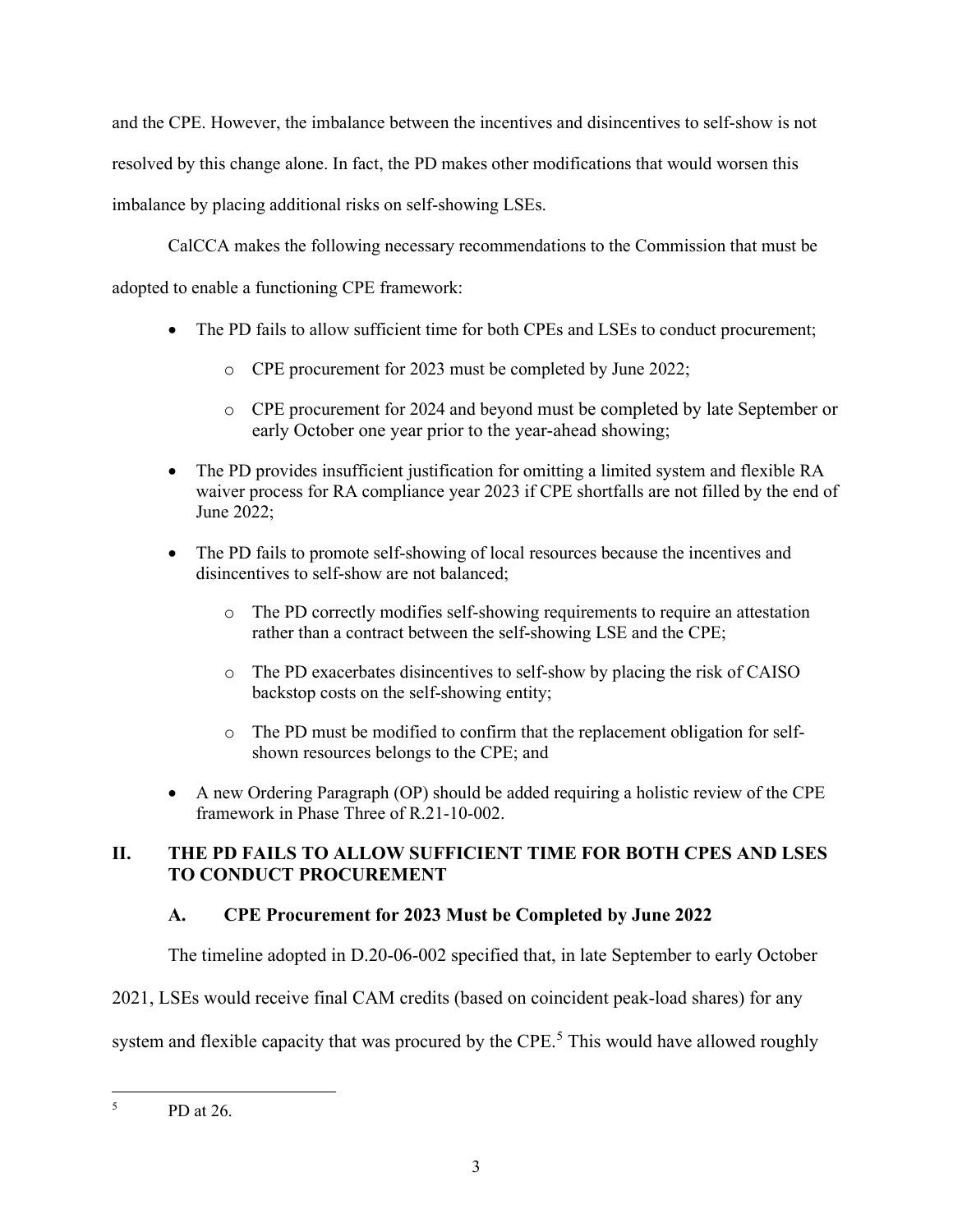and the CPE. However, the imbalance between the incentives and disincentives to self-show is not resolved by this change alone. In fact, the PD makes other modifications that would worsen this imbalance by placing additional risks on self-showing LSEs.

CalCCA makes the following necessary recommendations to the Commission that must be adopted to enable a functioning CPE framework:

- The PD fails to allow sufficient time for both CPEs and LSEs to conduct procurement;
  - CPE procurement for 2023 must be completed by June 2022;
  - CPE procurement for 2024 and beyond must be completed by late September or early October one year prior to the year-ahead showing;
- The PD provides insufficient justification for omitting a limited system and flexible RA waiver process for RA compliance year 2023 if CPE shortfalls are not filled by the end of June 2022;
- The PD fails to promote self-showing of local resources because the incentives and disincentives to self-show are not balanced;
  - The PD correctly modifies self-showing requirements to require an attestation rather than a contract between the self-showing LSE and the CPE;
  - The PD exacerbates disincentives to self-show by placing the risk of CAISO backstop costs on the self-showing entity;
  - The PD must be modified to confirm that the replacement obligation for self-shown resources belongs to the CPE; and
- A new Ordering Paragraph (OP) should be added requiring a holistic review of the CPE framework in Phase Three of R.21-10-002.

## II. THE PD FAILS TO ALLOW SUFFICIENT TIME FOR BOTH CPES AND LSES TO CONDUCT PROCUREMENT

### A. CPE Procurement for 2023 Must be Completed by June 2022

The timeline adopted in D.20-06-002 specified that, in late September to early October 2021, LSEs would receive final CAM credits (based on coincident peak-load shares) for any system and flexible capacity that was procured by the CPE.[5] This would have allowed roughly

---

[5] PD at 26.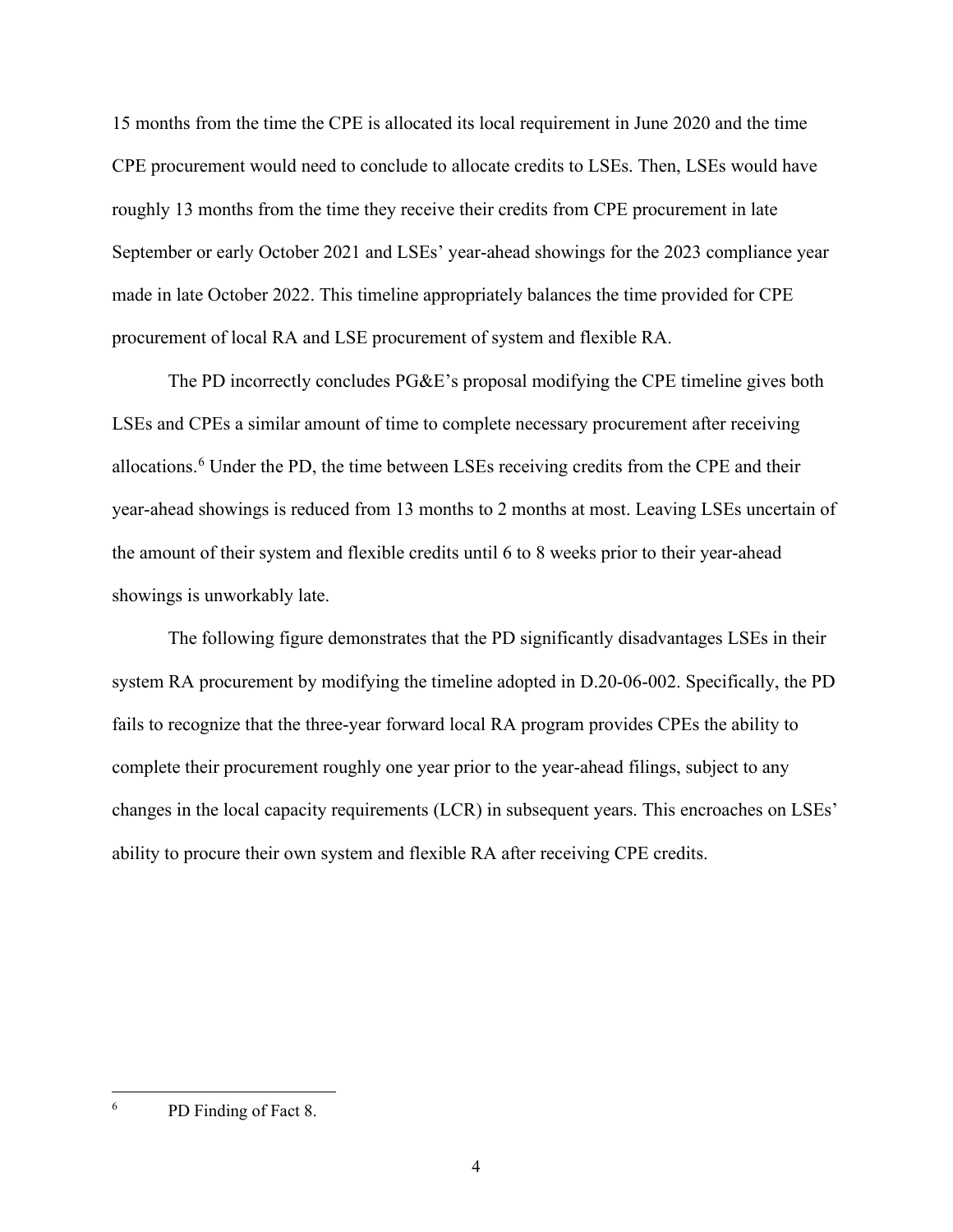15 months from the time the CPE is allocated its local requirement in June 2020 and the time CPE procurement would need to conclude to allocate credits to LSEs. Then, LSEs would have roughly 13 months from the time they receive their credits from CPE procurement in late September or early October 2021 and LSEs' year-ahead showings for the 2023 compliance year made in late October 2022. This timeline appropriately balances the time provided for CPE procurement of local RA and LSE procurement of system and flexible RA.

The PD incorrectly concludes PG&E's proposal modifying the CPE timeline gives both LSEs and CPEs a similar amount of time to complete necessary procurement after receiving allocations.[6] Under the PD, the time between LSEs receiving credits from the CPE and their year-ahead showings is reduced from 13 months to 2 months at most. Leaving LSEs uncertain of the amount of their system and flexible credits until 6 to 8 weeks prior to their year-ahead showings is unworkably late.

The following figure demonstrates that the PD significantly disadvantages LSEs in their system RA procurement by modifying the timeline adopted in D.20-06-002. Specifically, the PD fails to recognize that the three-year forward local RA program provides CPEs the ability to complete their procurement roughly one year prior to the year-ahead filings, subject to any changes in the local capacity requirements (LCR) in subsequent years. This encroaches on LSEs' ability to procure their own system and flexible RA after receiving CPE credits.

---

[6] PD Finding of Fact 8.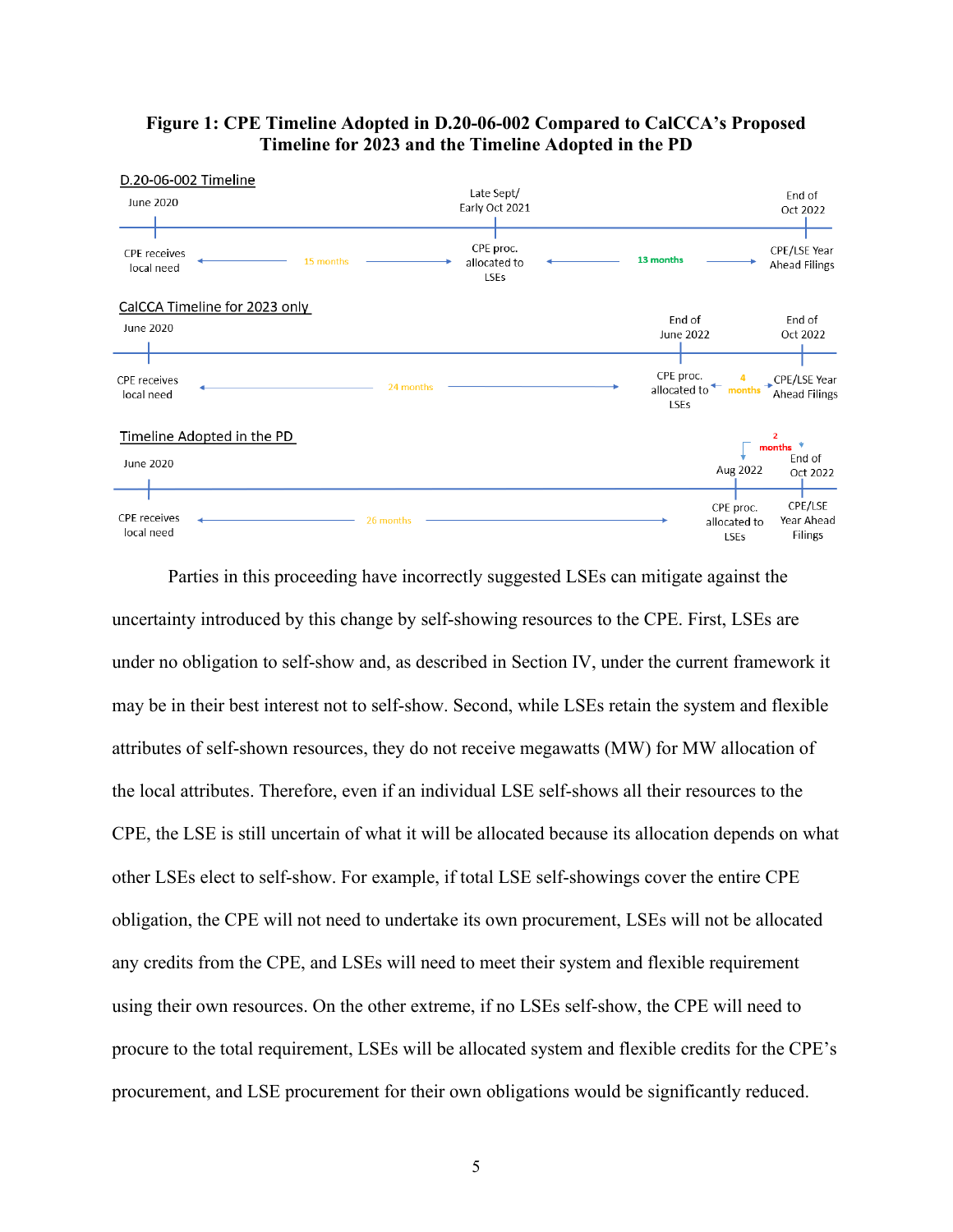**Figure 1: CPE Timeline Adopted in D.20-06-002 Compared to CalCCA's Proposed Timeline for 2023 and the Timeline Adopted in the PD**

D.20-06-002 Timeline

June 2020 — CPE receives local need ← 15 months → Late Sept/Early Oct 2021 — CPE proc. allocated to LSEs ← 13 months → End of Oct 2022 — CPE/LSE Year Ahead Filings

CalCCA Timeline for 2023 only

June 2020 — CPE receives local need ← 24 months → End of June 2022 — CPE proc. allocated to LSEs ← 4 months → End of Oct 2022 — CPE/LSE Year Ahead Filings

Timeline Adopted in the PD

June 2020 — CPE receives local need ← 26 months → Aug 2022 — CPE proc. allocated to LSEs ← 2 months → End of Oct 2022 — CPE/LSE Year Ahead Filings

Parties in this proceeding have incorrectly suggested LSEs can mitigate against the uncertainty introduced by this change by self-showing resources to the CPE. First, LSEs are under no obligation to self-show and, as described in Section IV, under the current framework it may be in their best interest not to self-show. Second, while LSEs retain the system and flexible attributes of self-shown resources, they do not receive megawatts (MW) for MW allocation of the local attributes. Therefore, even if an individual LSE self-shows all their resources to the CPE, the LSE is still uncertain of what it will be allocated because its allocation depends on what other LSEs elect to self-show. For example, if total LSE self-showings cover the entire CPE obligation, the CPE will not need to undertake its own procurement, LSEs will not be allocated any credits from the CPE, and LSEs will need to meet their system and flexible requirement using their own resources. On the other extreme, if no LSEs self-show, the CPE will need to procure to the total requirement, LSEs will be allocated system and flexible credits for the CPE's procurement, and LSE procurement for their own obligations would be significantly reduced.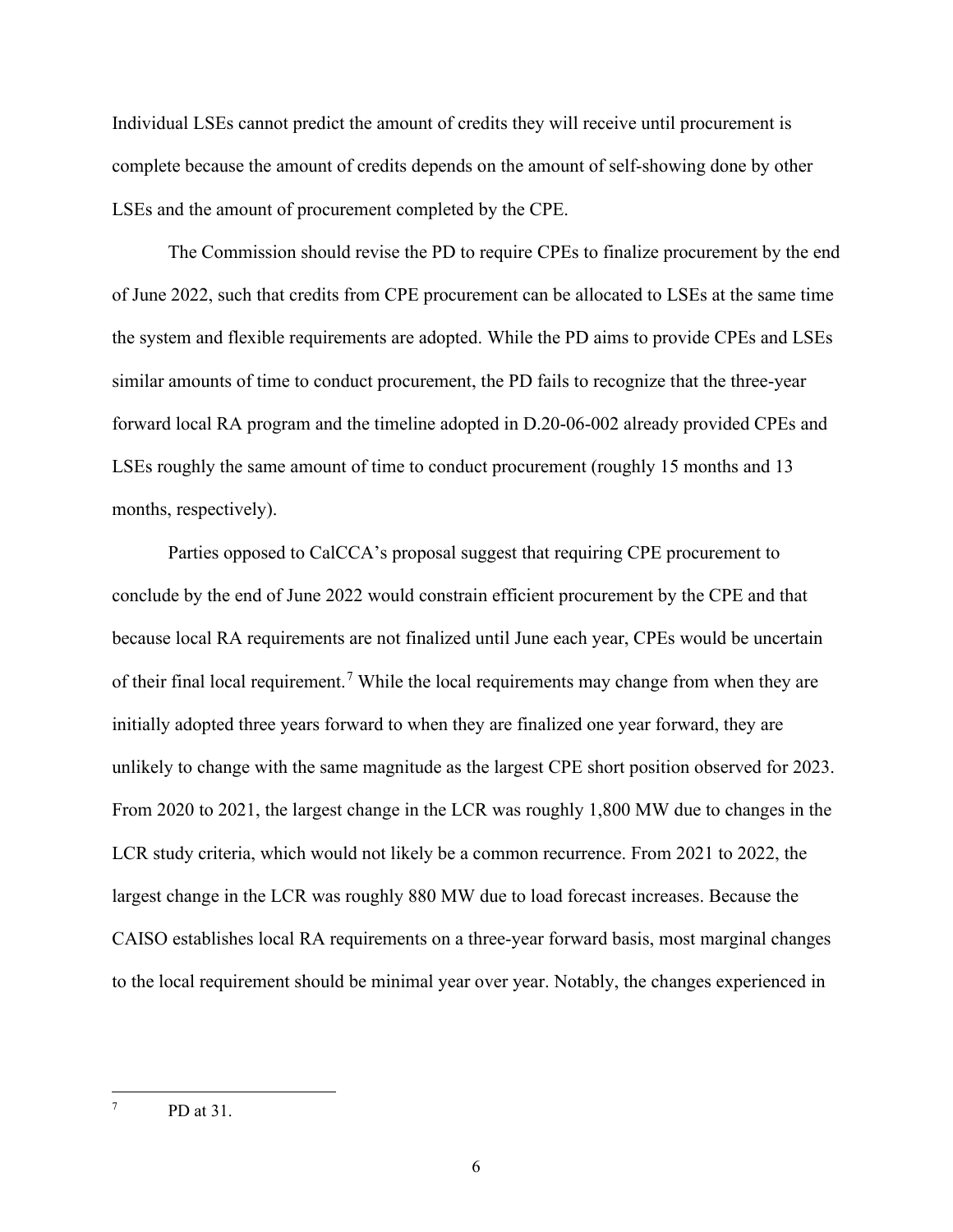Individual LSEs cannot predict the amount of credits they will receive until procurement is complete because the amount of credits depends on the amount of self-showing done by other LSEs and the amount of procurement completed by the CPE.

The Commission should revise the PD to require CPEs to finalize procurement by the end of June 2022, such that credits from CPE procurement can be allocated to LSEs at the same time the system and flexible requirements are adopted. While the PD aims to provide CPEs and LSEs similar amounts of time to conduct procurement, the PD fails to recognize that the three-year forward local RA program and the timeline adopted in D.20-06-002 already provided CPEs and LSEs roughly the same amount of time to conduct procurement (roughly 15 months and 13 months, respectively).

Parties opposed to CalCCA's proposal suggest that requiring CPE procurement to conclude by the end of June 2022 would constrain efficient procurement by the CPE and that because local RA requirements are not finalized until June each year, CPEs would be uncertain of their final local requirement.[7] While the local requirements may change from when they are initially adopted three years forward to when they are finalized one year forward, they are unlikely to change with the same magnitude as the largest CPE short position observed for 2023. From 2020 to 2021, the largest change in the LCR was roughly 1,800 MW due to changes in the LCR study criteria, which would not likely be a common recurrence. From 2021 to 2022, the largest change in the LCR was roughly 880 MW due to load forecast increases. Because the CAISO establishes local RA requirements on a three-year forward basis, most marginal changes to the local requirement should be minimal year over year. Notably, the changes experienced in

---

[7] PD at 31.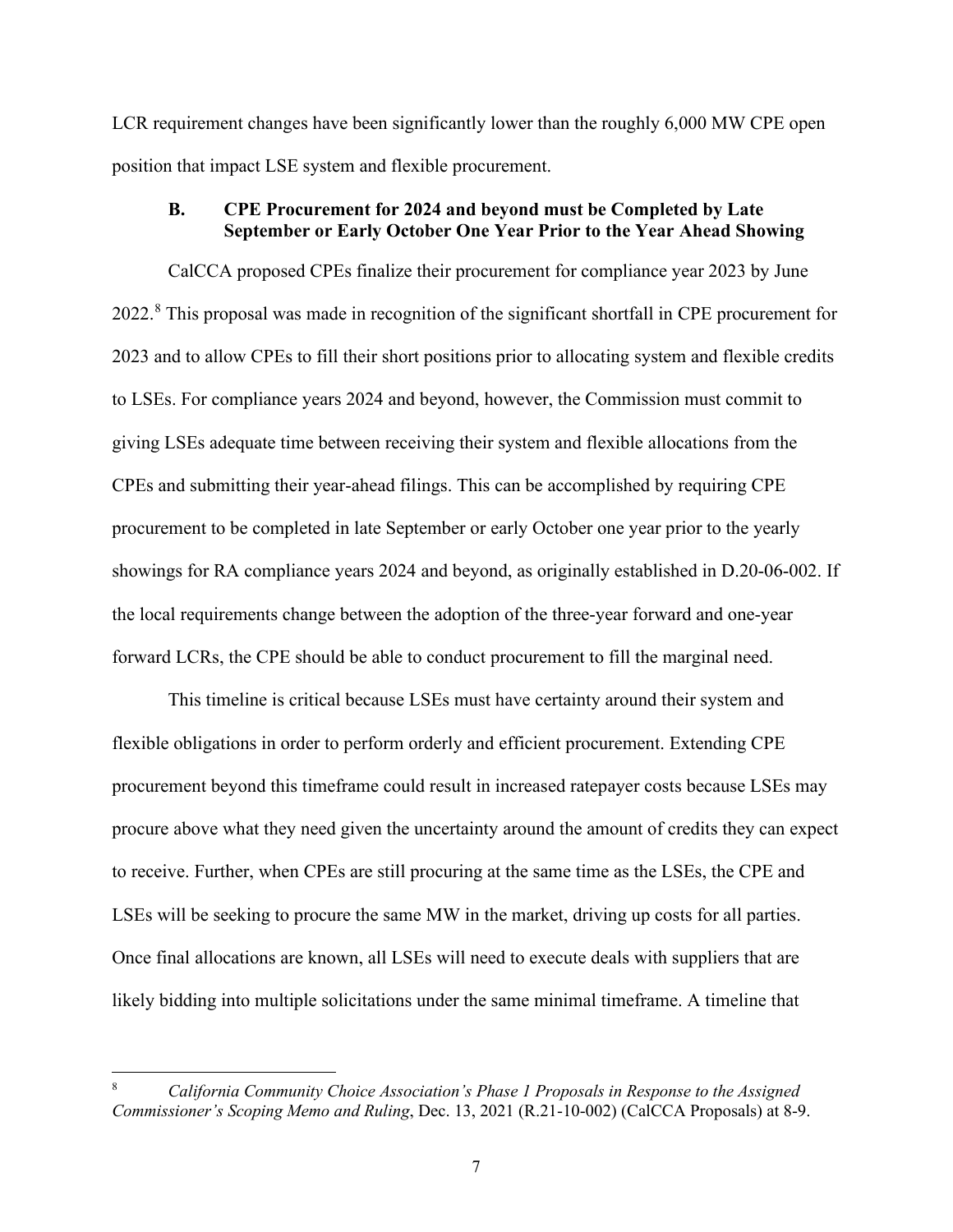LCR requirement changes have been significantly lower than the roughly 6,000 MW CPE open position that impact LSE system and flexible procurement.

### B. CPE Procurement for 2024 and beyond must be Completed by Late September or Early October One Year Prior to the Year Ahead Showing

CalCCA proposed CPEs finalize their procurement for compliance year 2023 by June 2022.[8] This proposal was made in recognition of the significant shortfall in CPE procurement for 2023 and to allow CPEs to fill their short positions prior to allocating system and flexible credits to LSEs. For compliance years 2024 and beyond, however, the Commission must commit to giving LSEs adequate time between receiving their system and flexible allocations from the CPEs and submitting their year-ahead filings. This can be accomplished by requiring CPE procurement to be completed in late September or early October one year prior to the yearly showings for RA compliance years 2024 and beyond, as originally established in D.20-06-002. If the local requirements change between the adoption of the three-year forward and one-year forward LCRs, the CPE should be able to conduct procurement to fill the marginal need.

This timeline is critical because LSEs must have certainty around their system and flexible obligations in order to perform orderly and efficient procurement. Extending CPE procurement beyond this timeframe could result in increased ratepayer costs because LSEs may procure above what they need given the uncertainty around the amount of credits they can expect to receive. Further, when CPEs are still procuring at the same time as the LSEs, the CPE and LSEs will be seeking to procure the same MW in the market, driving up costs for all parties. Once final allocations are known, all LSEs will need to execute deals with suppliers that are likely bidding into multiple solicitations under the same minimal timeframe. A timeline that

---

[8] *California Community Choice Association's Phase 1 Proposals in Response to the Assigned Commissioner's Scoping Memo and Ruling*, Dec. 13, 2021 (R.21-10-002) (CalCCA Proposals) at 8-9.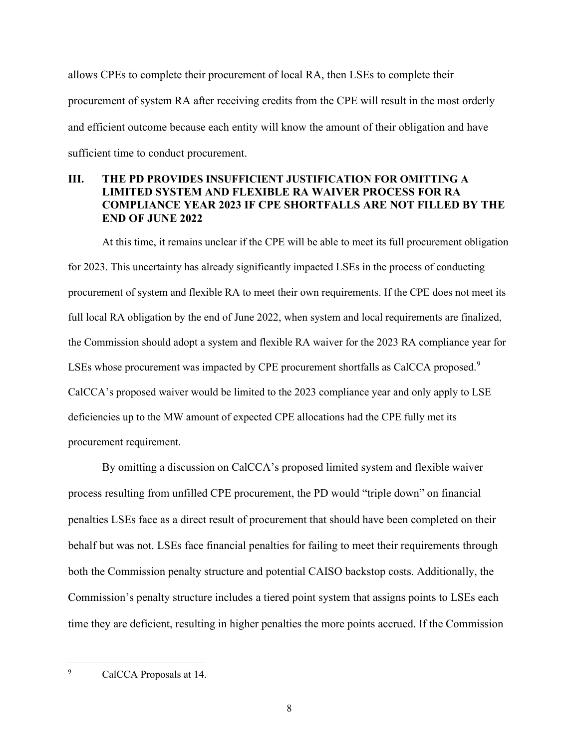allows CPEs to complete their procurement of local RA, then LSEs to complete their procurement of system RA after receiving credits from the CPE will result in the most orderly and efficient outcome because each entity will know the amount of their obligation and have sufficient time to conduct procurement.

## III. THE PD PROVIDES INSUFFICIENT JUSTIFICATION FOR OMITTING A LIMITED SYSTEM AND FLEXIBLE RA WAIVER PROCESS FOR RA COMPLIANCE YEAR 2023 IF CPE SHORTFALLS ARE NOT FILLED BY THE END OF JUNE 2022

At this time, it remains unclear if the CPE will be able to meet its full procurement obligation for 2023. This uncertainty has already significantly impacted LSEs in the process of conducting procurement of system and flexible RA to meet their own requirements. If the CPE does not meet its full local RA obligation by the end of June 2022, when system and local requirements are finalized, the Commission should adopt a system and flexible RA waiver for the 2023 RA compliance year for LSEs whose procurement was impacted by CPE procurement shortfalls as CalCCA proposed.[9] CalCCA's proposed waiver would be limited to the 2023 compliance year and only apply to LSE deficiencies up to the MW amount of expected CPE allocations had the CPE fully met its procurement requirement.

By omitting a discussion on CalCCA's proposed limited system and flexible waiver process resulting from unfilled CPE procurement, the PD would "triple down" on financial penalties LSEs face as a direct result of procurement that should have been completed on their behalf but was not. LSEs face financial penalties for failing to meet their requirements through both the Commission penalty structure and potential CAISO backstop costs. Additionally, the Commission's penalty structure includes a tiered point system that assigns points to LSEs each time they are deficient, resulting in higher penalties the more points accrued. If the Commission

---

[9] CalCCA Proposals at 14.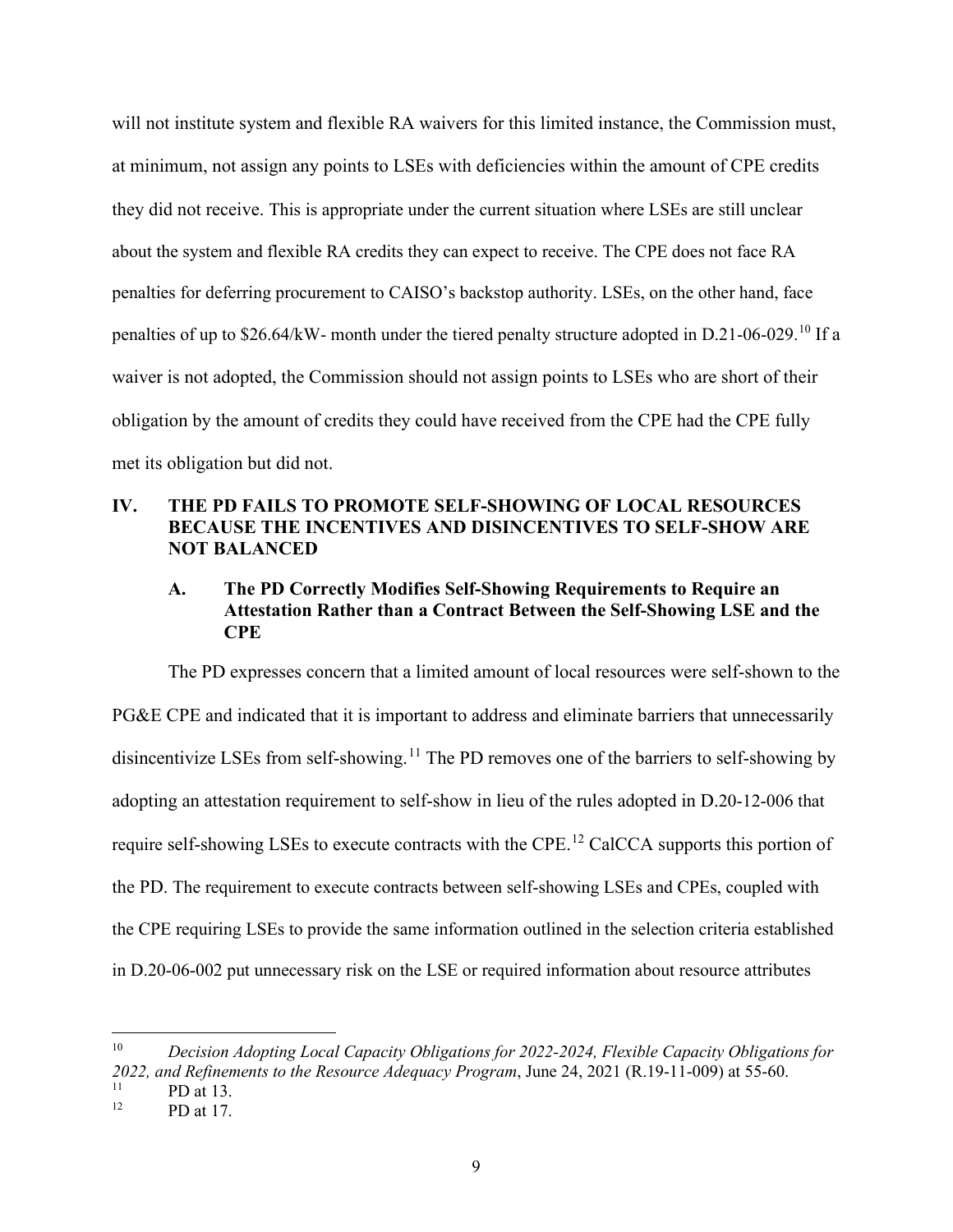will not institute system and flexible RA waivers for this limited instance, the Commission must, at minimum, not assign any points to LSEs with deficiencies within the amount of CPE credits they did not receive. This is appropriate under the current situation where LSEs are still unclear about the system and flexible RA credits they can expect to receive. The CPE does not face RA penalties for deferring procurement to CAISO's backstop authority. LSEs, on the other hand, face penalties of up to $26.64/kW- month under the tiered penalty structure adopted in D.21-06-029.[10] If a waiver is not adopted, the Commission should not assign points to LSEs who are short of their obligation by the amount of credits they could have received from the CPE had the CPE fully met its obligation but did not.

## IV. THE PD FAILS TO PROMOTE SELF-SHOWING OF LOCAL RESOURCES BECAUSE THE INCENTIVES AND DISINCENTIVES TO SELF-SHOW ARE NOT BALANCED

### A. The PD Correctly Modifies Self-Showing Requirements to Require an Attestation Rather than a Contract Between the Self-Showing LSE and the CPE

The PD expresses concern that a limited amount of local resources were self-shown to the PG&E CPE and indicated that it is important to address and eliminate barriers that unnecessarily disincentivize LSEs from self-showing.[11] The PD removes one of the barriers to self-showing by adopting an attestation requirement to self-show in lieu of the rules adopted in D.20-12-006 that require self-showing LSEs to execute contracts with the CPE.[12] CalCCA supports this portion of the PD. The requirement to execute contracts between self-showing LSEs and CPEs, coupled with the CPE requiring LSEs to provide the same information outlined in the selection criteria established in D.20-06-002 put unnecessary risk on the LSE or required information about resource attributes

---

[10] *Decision Adopting Local Capacity Obligations for 2022-2024, Flexible Capacity Obligations for 2022, and Refinements to the Resource Adequacy Program*, June 24, 2021 (R.19-11-009) at 55-60.

[11] PD at 13.

[12] PD at 17.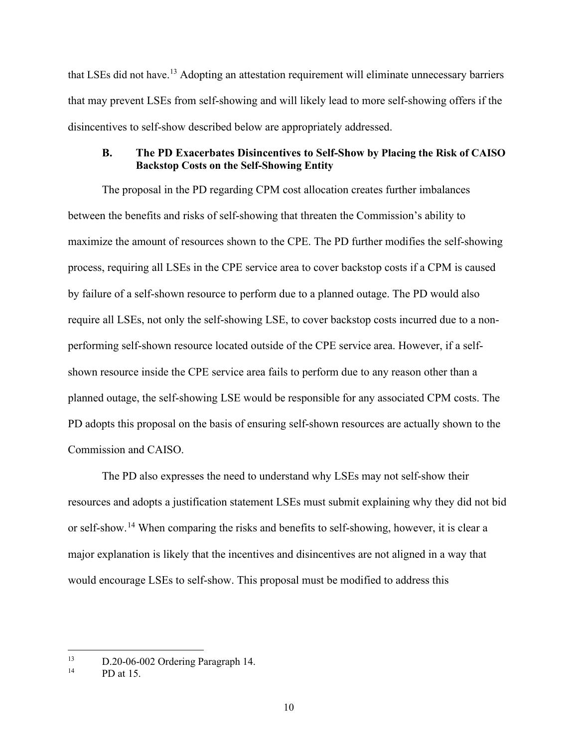that LSEs did not have.[13] Adopting an attestation requirement will eliminate unnecessary barriers that may prevent LSEs from self-showing and will likely lead to more self-showing offers if the disincentives to self-show described below are appropriately addressed.

### B. The PD Exacerbates Disincentives to Self-Show by Placing the Risk of CAISO Backstop Costs on the Self-Showing Entity

The proposal in the PD regarding CPM cost allocation creates further imbalances between the benefits and risks of self-showing that threaten the Commission's ability to maximize the amount of resources shown to the CPE. The PD further modifies the self-showing process, requiring all LSEs in the CPE service area to cover backstop costs if a CPM is caused by failure of a self-shown resource to perform due to a planned outage. The PD would also require all LSEs, not only the self-showing LSE, to cover backstop costs incurred due to a non-performing self-shown resource located outside of the CPE service area. However, if a self-shown resource inside the CPE service area fails to perform due to any reason other than a planned outage, the self-showing LSE would be responsible for any associated CPM costs. The PD adopts this proposal on the basis of ensuring self-shown resources are actually shown to the Commission and CAISO.

The PD also expresses the need to understand why LSEs may not self-show their resources and adopts a justification statement LSEs must submit explaining why they did not bid or self-show.[14] When comparing the risks and benefits to self-showing, however, it is clear a major explanation is likely that the incentives and disincentives are not aligned in a way that would encourage LSEs to self-show. This proposal must be modified to address this

---

[13] D.20-06-002 Ordering Paragraph 14.

[14] PD at 15.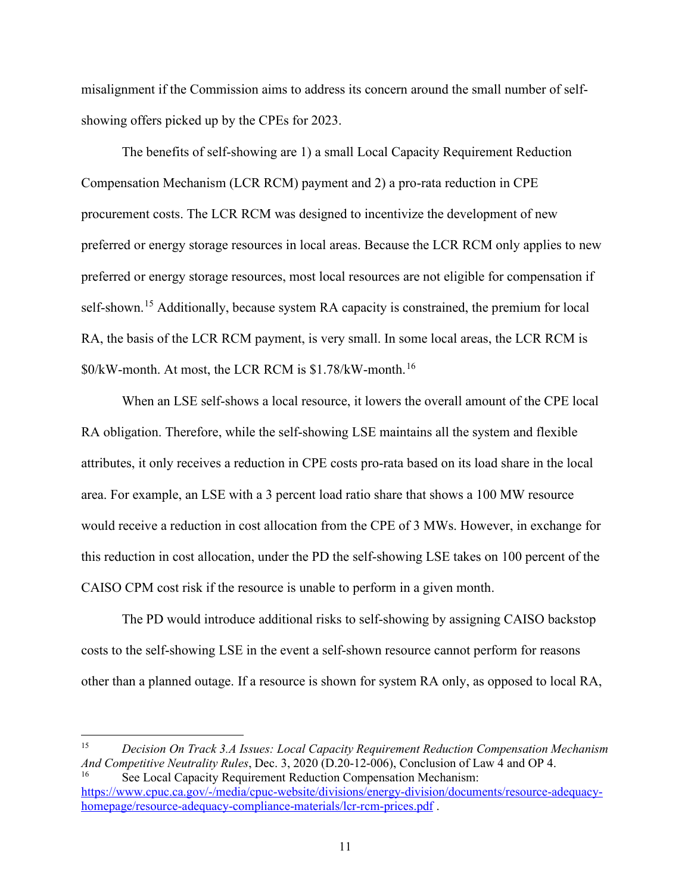misalignment if the Commission aims to address its concern around the small number of self-showing offers picked up by the CPEs for 2023.

The benefits of self-showing are 1) a small Local Capacity Requirement Reduction Compensation Mechanism (LCR RCM) payment and 2) a pro-rata reduction in CPE procurement costs. The LCR RCM was designed to incentivize the development of new preferred or energy storage resources in local areas. Because the LCR RCM only applies to new preferred or energy storage resources, most local resources are not eligible for compensation if self-shown.[15] Additionally, because system RA capacity is constrained, the premium for local RA, the basis of the LCR RCM payment, is very small. In some local areas, the LCR RCM is $0/kW-month. At most, the LCR RCM is $1.78/kW-month.[16]

When an LSE self-shows a local resource, it lowers the overall amount of the CPE local RA obligation. Therefore, while the self-showing LSE maintains all the system and flexible attributes, it only receives a reduction in CPE costs pro-rata based on its load share in the local area. For example, an LSE with a 3 percent load ratio share that shows a 100 MW resource would receive a reduction in cost allocation from the CPE of 3 MWs. However, in exchange for this reduction in cost allocation, under the PD the self-showing LSE takes on 100 percent of the CAISO CPM cost risk if the resource is unable to perform in a given month.

The PD would introduce additional risks to self-showing by assigning CAISO backstop costs to the self-showing LSE in the event a self-shown resource cannot perform for reasons other than a planned outage. If a resource is shown for system RA only, as opposed to local RA,

---

[15] *Decision On Track 3.A Issues: Local Capacity Requirement Reduction Compensation Mechanism And Competitive Neutrality Rules*, Dec. 3, 2020 (D.20-12-006), Conclusion of Law 4 and OP 4.

[16] See Local Capacity Requirement Reduction Compensation Mechanism: https://www.cpuc.ca.gov/-/media/cpuc-website/divisions/energy-division/documents/resource-adequacy-homepage/resource-adequacy-compliance-materials/lcr-rcm-prices.pdf .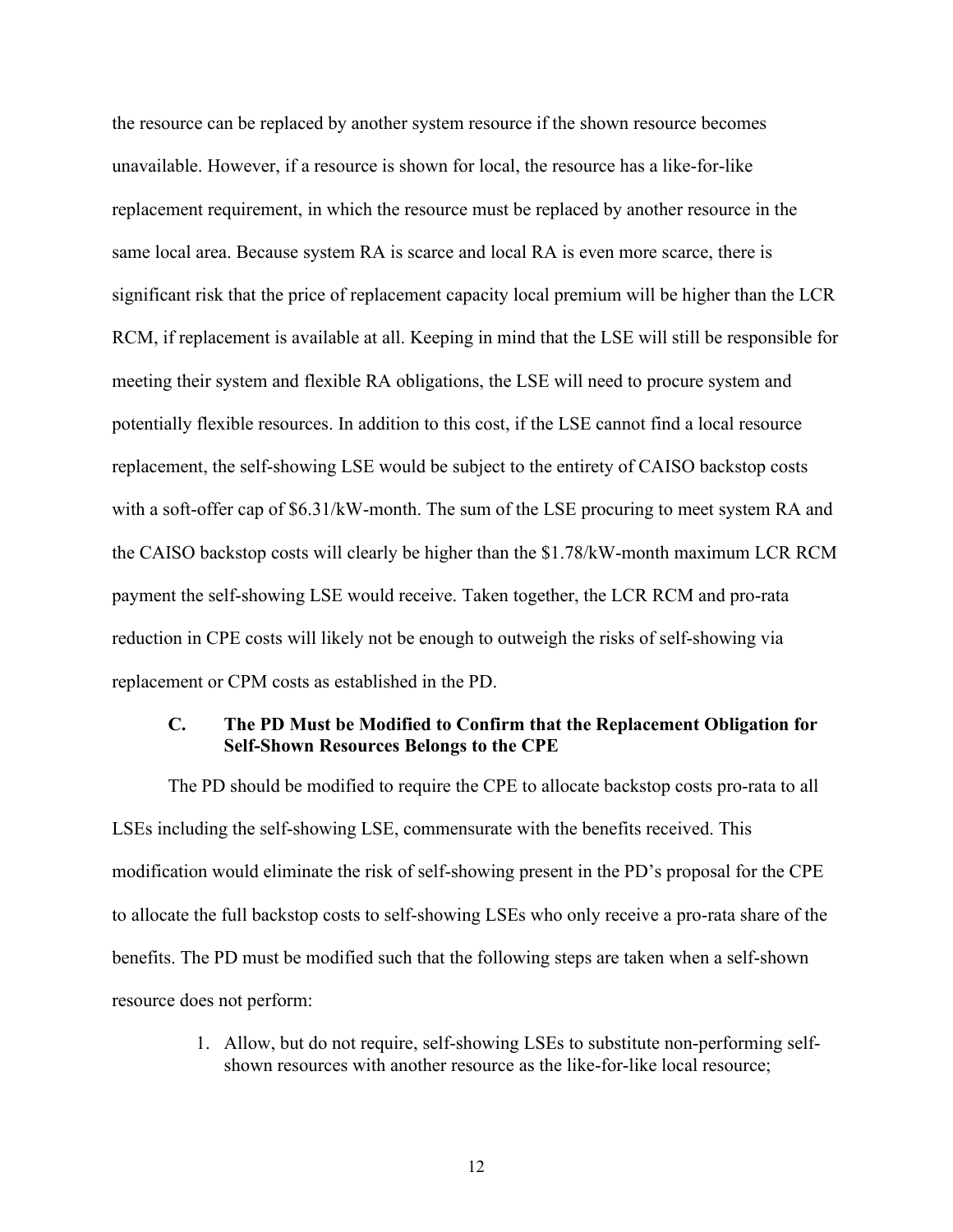the resource can be replaced by another system resource if the shown resource becomes unavailable. However, if a resource is shown for local, the resource has a like-for-like replacement requirement, in which the resource must be replaced by another resource in the same local area. Because system RA is scarce and local RA is even more scarce, there is significant risk that the price of replacement capacity local premium will be higher than the LCR RCM, if replacement is available at all. Keeping in mind that the LSE will still be responsible for meeting their system and flexible RA obligations, the LSE will need to procure system and potentially flexible resources. In addition to this cost, if the LSE cannot find a local resource replacement, the self-showing LSE would be subject to the entirety of CAISO backstop costs with a soft-offer cap of $6.31/kW-month. The sum of the LSE procuring to meet system RA and the CAISO backstop costs will clearly be higher than the $1.78/kW-month maximum LCR RCM payment the self-showing LSE would receive. Taken together, the LCR RCM and pro-rata reduction in CPE costs will likely not be enough to outweigh the risks of self-showing via replacement or CPM costs as established in the PD.

### C. The PD Must be Modified to Confirm that the Replacement Obligation for Self-Shown Resources Belongs to the CPE

The PD should be modified to require the CPE to allocate backstop costs pro-rata to all LSEs including the self-showing LSE, commensurate with the benefits received. This modification would eliminate the risk of self-showing present in the PD's proposal for the CPE to allocate the full backstop costs to self-showing LSEs who only receive a pro-rata share of the benefits. The PD must be modified such that the following steps are taken when a self-shown resource does not perform:

1. Allow, but do not require, self-showing LSEs to substitute non-performing self-shown resources with another resource as the like-for-like local resource;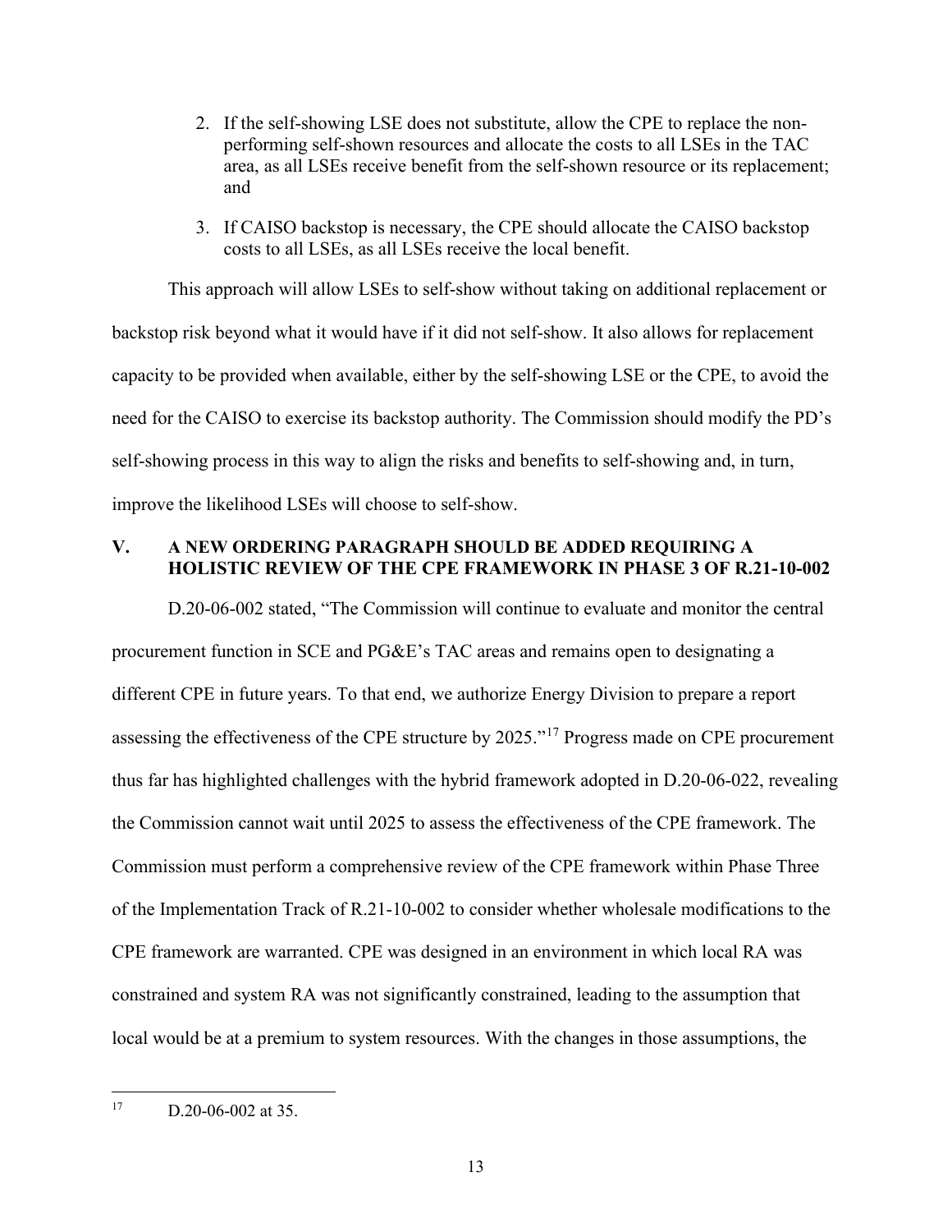2. If the self-showing LSE does not substitute, allow the CPE to replace the non-performing self-shown resources and allocate the costs to all LSEs in the TAC area, as all LSEs receive benefit from the self-shown resource or its replacement; and

3. If CAISO backstop is necessary, the CPE should allocate the CAISO backstop costs to all LSEs, as all LSEs receive the local benefit.

This approach will allow LSEs to self-show without taking on additional replacement or backstop risk beyond what it would have if it did not self-show. It also allows for replacement capacity to be provided when available, either by the self-showing LSE or the CPE, to avoid the need for the CAISO to exercise its backstop authority. The Commission should modify the PD's self-showing process in this way to align the risks and benefits to self-showing and, in turn, improve the likelihood LSEs will choose to self-show.

## V. A NEW ORDERING PARAGRAPH SHOULD BE ADDED REQUIRING A HOLISTIC REVIEW OF THE CPE FRAMEWORK IN PHASE 3 OF R.21-10-002

D.20-06-002 stated, "The Commission will continue to evaluate and monitor the central procurement function in SCE and PG&E's TAC areas and remains open to designating a different CPE in future years. To that end, we authorize Energy Division to prepare a report assessing the effectiveness of the CPE structure by 2025."[17] Progress made on CPE procurement thus far has highlighted challenges with the hybrid framework adopted in D.20-06-022, revealing the Commission cannot wait until 2025 to assess the effectiveness of the CPE framework. The Commission must perform a comprehensive review of the CPE framework within Phase Three of the Implementation Track of R.21-10-002 to consider whether wholesale modifications to the CPE framework are warranted. CPE was designed in an environment in which local RA was constrained and system RA was not significantly constrained, leading to the assumption that local would be at a premium to system resources. With the changes in those assumptions, the

[17] D.20-06-002 at 35.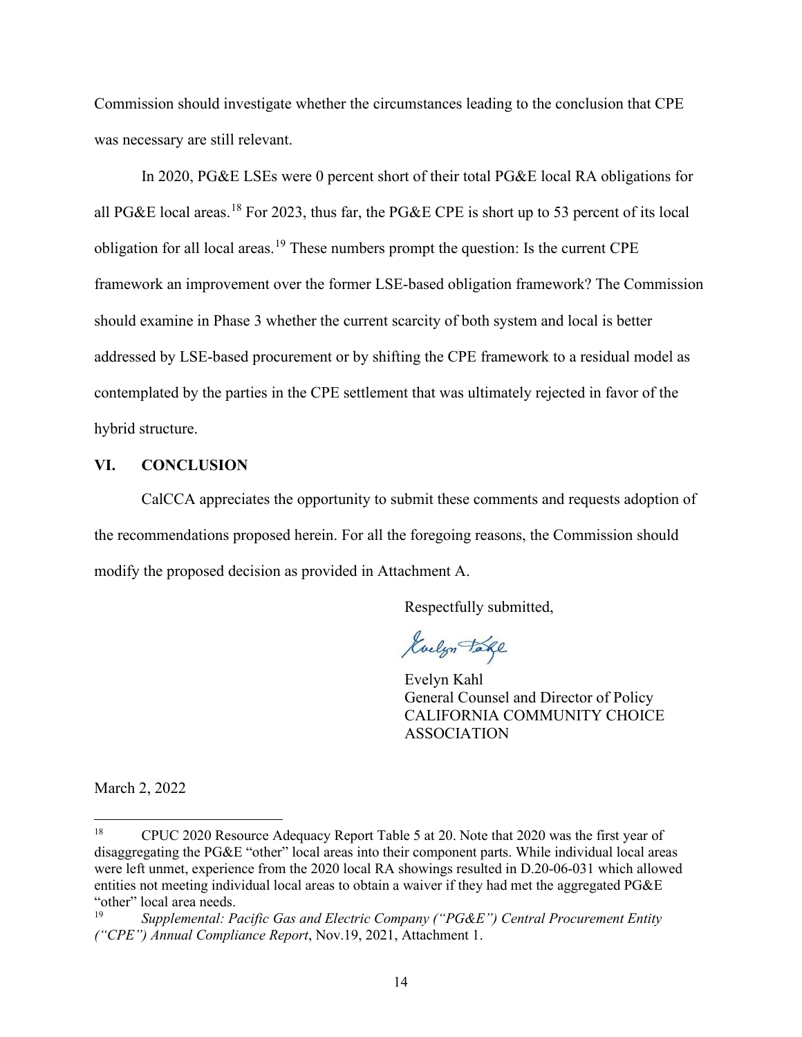Commission should investigate whether the circumstances leading to the conclusion that CPE was necessary are still relevant.

In 2020, PG&E LSEs were 0 percent short of their total PG&E local RA obligations for all PG&E local areas.[18] For 2023, thus far, the PG&E CPE is short up to 53 percent of its local obligation for all local areas.[19] These numbers prompt the question: Is the current CPE framework an improvement over the former LSE-based obligation framework? The Commission should examine in Phase 3 whether the current scarcity of both system and local is better addressed by LSE-based procurement or by shifting the CPE framework to a residual model as contemplated by the parties in the CPE settlement that was ultimately rejected in favor of the hybrid structure.

## VI. CONCLUSION

CalCCA appreciates the opportunity to submit these comments and requests adoption of the recommendations proposed herein. For all the foregoing reasons, the Commission should modify the proposed decision as provided in Attachment A.

Respectfully submitted,

Evelyn Kahl
General Counsel and Director of Policy
CALIFORNIA COMMUNITY CHOICE ASSOCIATION

March 2, 2022

---

[18] CPUC 2020 Resource Adequacy Report Table 5 at 20. Note that 2020 was the first year of disaggregating the PG&E "other" local areas into their component parts. While individual local areas were left unmet, experience from the 2020 local RA showings resulted in D.20-06-031 which allowed entities not meeting individual local areas to obtain a waiver if they had met the aggregated PG&E "other" local area needs.

[19] *Supplemental: Pacific Gas and Electric Company ("PG&E") Central Procurement Entity ("CPE") Annual Compliance Report*, Nov.19, 2021, Attachment 1.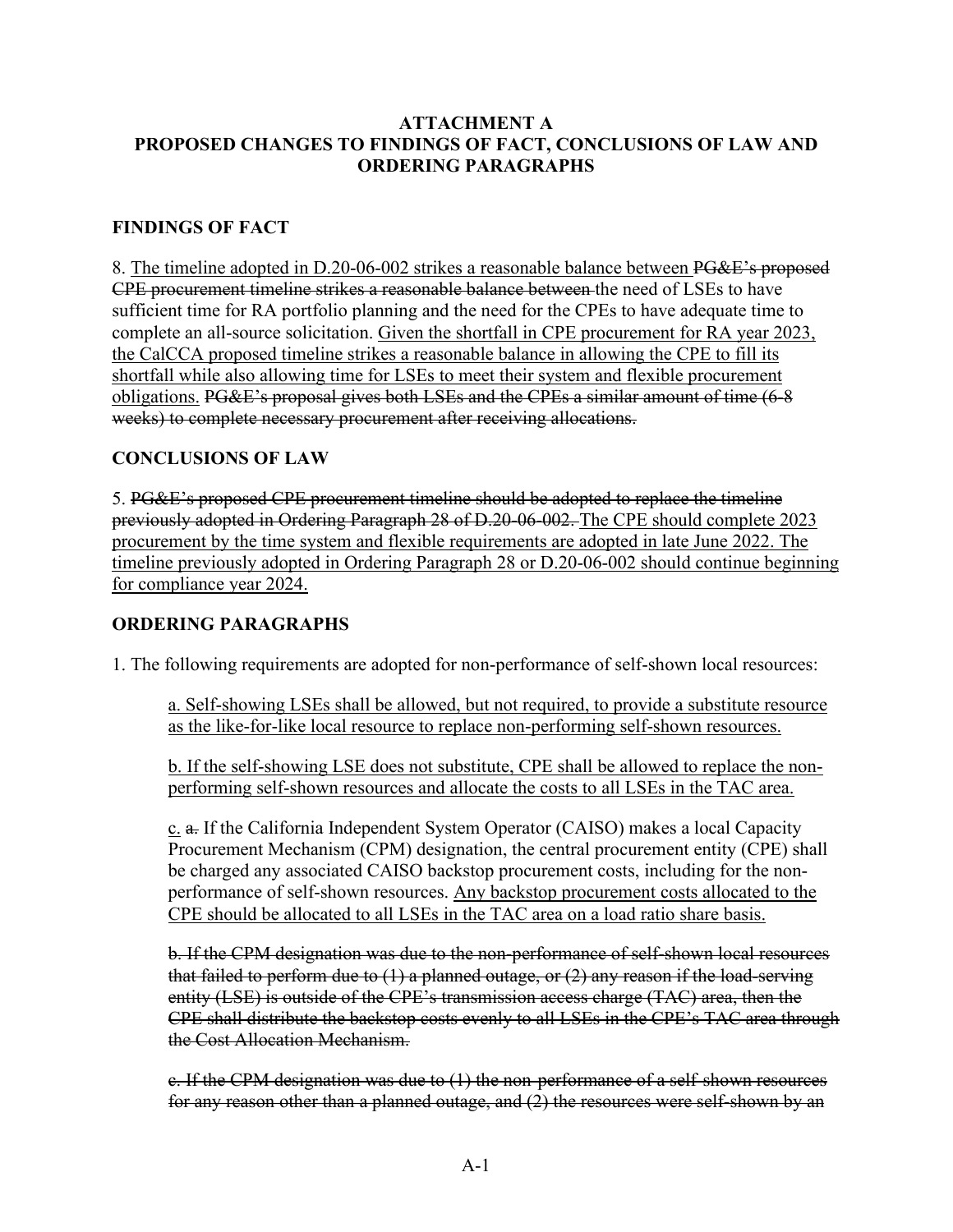**ATTACHMENT A**
**PROPOSED CHANGES TO FINDINGS OF FACT, CONCLUSIONS OF LAW AND ORDERING PARAGRAPHS**

## FINDINGS OF FACT

8. <u>The timeline adopted in D.20-06-002 strikes a reasonable balance between</u> ~~PG&E's proposed CPE procurement timeline strikes a reasonable balance between~~ the need of LSEs to have sufficient time for RA portfolio planning and the need for the CPEs to have adequate time to complete an all-source solicitation. <u>Given the shortfall in CPE procurement for RA year 2023, the CalCCA proposed timeline strikes a reasonable balance in allowing the CPE to fill its shortfall while also allowing time for LSEs to meet their system and flexible procurement obligations.</u> ~~PG&E's proposal gives both LSEs and the CPEs a similar amount of time (6-8 weeks) to complete necessary procurement after receiving allocations.~~

## CONCLUSIONS OF LAW

5. ~~PG&E's proposed CPE procurement timeline should be adopted to replace the timeline previously adopted in Ordering Paragraph 28 of D.20-06-002.~~ <u>The CPE should complete 2023 procurement by the time system and flexible requirements are adopted in late June 2022. The timeline previously adopted in Ordering Paragraph 28 or D.20-06-002 should continue beginning for compliance year 2024.</u>

## ORDERING PARAGRAPHS

1. The following requirements are adopted for non-performance of self-shown local resources:

   <u>a. Self-showing LSEs shall be allowed, but not required, to provide a substitute resource as the like-for-like local resource to replace non-performing self-shown resources.</u>

   <u>b. If the self-showing LSE does not substitute, CPE shall be allowed to replace the non-performing self-shown resources and allocate the costs to all LSEs in the TAC area.</u>

   <u>c.</u> ~~a.~~ If the California Independent System Operator (CAISO) makes a local Capacity Procurement Mechanism (CPM) designation, the central procurement entity (CPE) shall be charged any associated CAISO backstop procurement costs, including for the non-performance of self-shown resources. <u>Any backstop procurement costs allocated to the CPE should be allocated to all LSEs in the TAC area on a load ratio share basis.</u>

   ~~b. If the CPM designation was due to the non-performance of self-shown local resources that failed to perform due to (1) a planned outage, or (2) any reason if the load-serving entity (LSE) is outside of the CPE's transmission access charge (TAC) area, then the CPE shall distribute the backstop costs evenly to all LSEs in the CPE's TAC area through the Cost Allocation Mechanism.~~

   ~~c. If the CPM designation was due to (1) the non-performance of a self-shown resources for any reason other than a planned outage, and (2) the resources were self-shown by an~~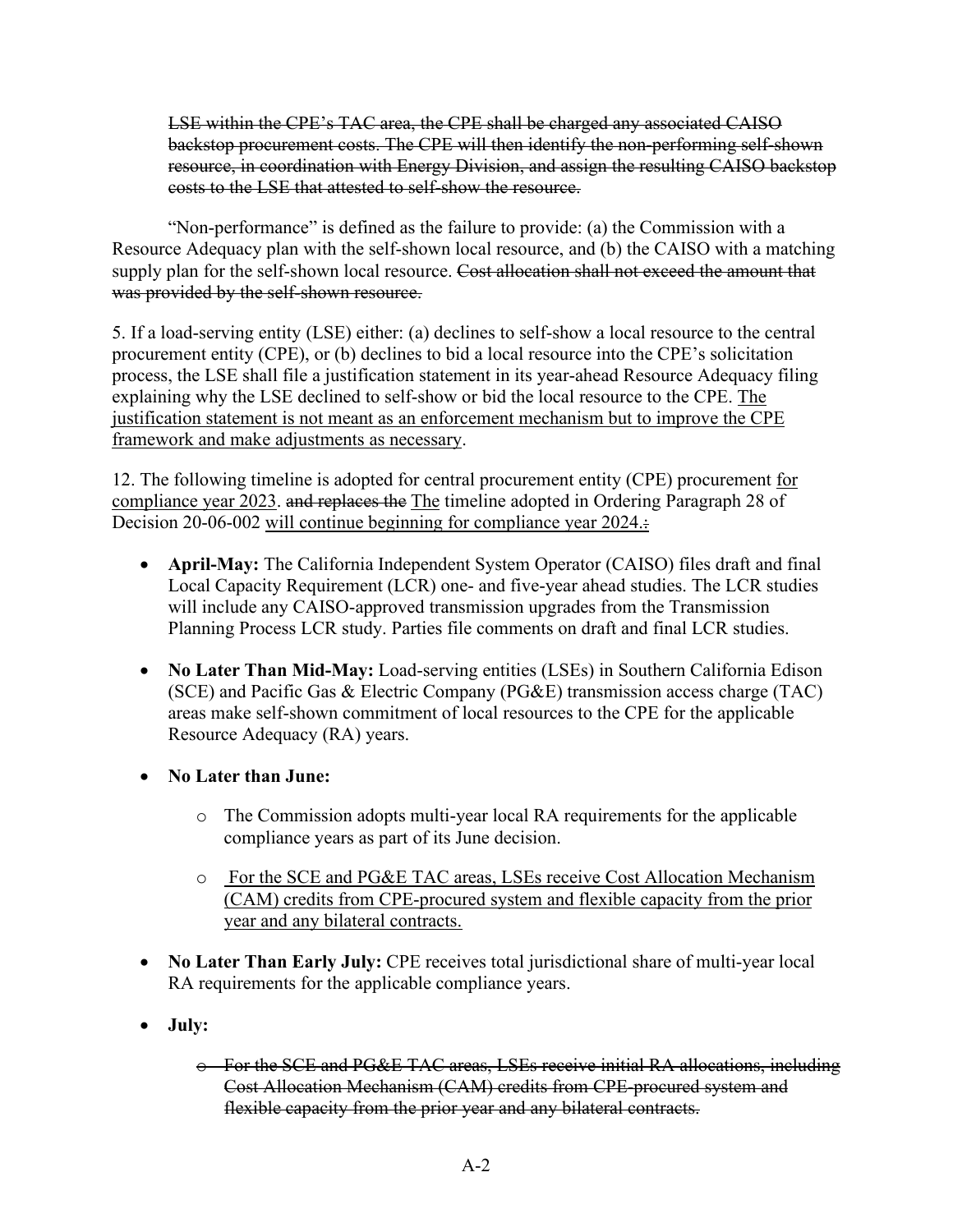~~LSE within the CPE's TAC area, the CPE shall be charged any associated CAISO backstop procurement costs. The CPE will then identify the non-performing self-shown resource, in coordination with Energy Division, and assign the resulting CAISO backstop costs to the LSE that attested to self-show the resource.~~

"Non-performance" is defined as the failure to provide: (a) the Commission with a Resource Adequacy plan with the self-shown local resource, and (b) the CAISO with a matching supply plan for the self-shown local resource. ~~Cost allocation shall not exceed the amount that was provided by the self-shown resource.~~

5. If a load-serving entity (LSE) either: (a) declines to self-show a local resource to the central procurement entity (CPE), or (b) declines to bid a local resource into the CPE's solicitation process, the LSE shall file a justification statement in its year-ahead Resource Adequacy filing explaining why the LSE declined to self-show or bid the local resource to the CPE. <u>The justification statement is not meant as an enforcement mechanism but to improve the CPE framework and make adjustments as necessary</u>.

12. The following timeline is adopted for central procurement entity (CPE) procurement <u>for compliance year 2023</u>. ~~and replaces the~~ <u>The</u> timeline adopted in Ordering Paragraph 28 of Decision 20-06-002 <u>will continue beginning for compliance year 2024.</u>~~:~~

- **April-May:** The California Independent System Operator (CAISO) files draft and final Local Capacity Requirement (LCR) one- and five-year ahead studies. The LCR studies will include any CAISO-approved transmission upgrades from the Transmission Planning Process LCR study. Parties file comments on draft and final LCR studies.

- **No Later Than Mid-May:** Load-serving entities (LSEs) in Southern California Edison (SCE) and Pacific Gas & Electric Company (PG&E) transmission access charge (TAC) areas make self-shown commitment of local resources to the CPE for the applicable Resource Adequacy (RA) years.

- **No Later than June:**
  - The Commission adopts multi-year local RA requirements for the applicable compliance years as part of its June decision.
  - <u>For the SCE and PG&E TAC areas, LSEs receive Cost Allocation Mechanism (CAM) credits from CPE-procured system and flexible capacity from the prior year and any bilateral contracts.</u>

- **No Later Than Early July:** CPE receives total jurisdictional share of multi-year local RA requirements for the applicable compliance years.

- **July:**
  - ~~For the SCE and PG&E TAC areas, LSEs receive initial RA allocations, including Cost Allocation Mechanism (CAM) credits from CPE-procured system and flexible capacity from the prior year and any bilateral contracts.~~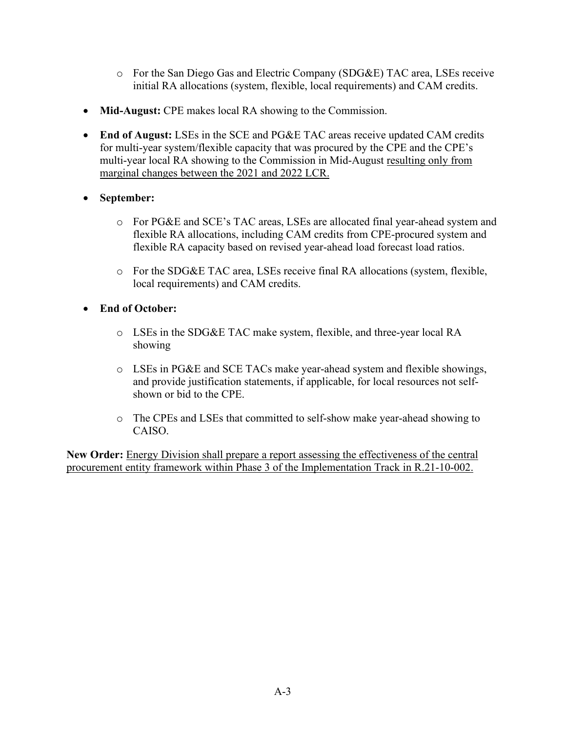- For the San Diego Gas and Electric Company (SDG&E) TAC area, LSEs receive initial RA allocations (system, flexible, local requirements) and CAM credits.

- **Mid-August:** CPE makes local RA showing to the Commission.

- **End of August:** LSEs in the SCE and PG&E TAC areas receive updated CAM credits for multi-year system/flexible capacity that was procured by the CPE and the CPE's multi-year local RA showing to the Commission in Mid-August <u>resulting only from marginal changes between the 2021 and 2022 LCR.</u>

- **September:**
  - For PG&E and SCE's TAC areas, LSEs are allocated final year-ahead system and flexible RA allocations, including CAM credits from CPE-procured system and flexible RA capacity based on revised year-ahead load forecast load ratios.
  - For the SDG&E TAC area, LSEs receive final RA allocations (system, flexible, local requirements) and CAM credits.

- **End of October:**
  - LSEs in the SDG&E TAC make system, flexible, and three-year local RA showing
  - LSEs in PG&E and SCE TACs make year-ahead system and flexible showings, and provide justification statements, if applicable, for local resources not self-shown or bid to the CPE.
  - The CPEs and LSEs that committed to self-show make year-ahead showing to CAISO.

**New Order:** <u>Energy Division shall prepare a report assessing the effectiveness of the central procurement entity framework within Phase 3 of the Implementation Track in R.21-10-002.</u>